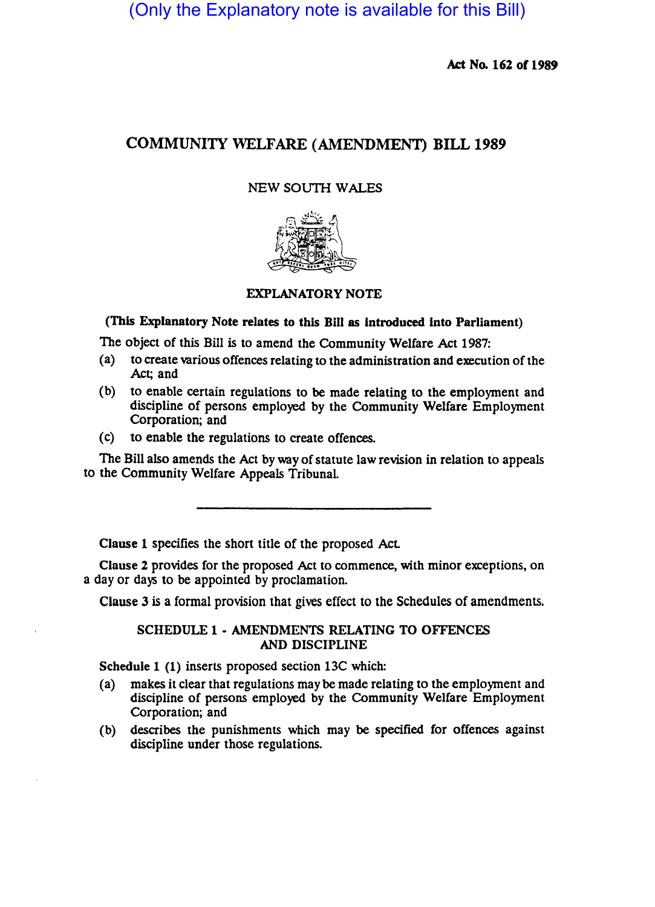(Only the Explanatory note is available for this Bill)

**Act No. 162 of 1989**

# COMMUNITY WELFARE (AMENDMENT) BILL 1989

NEW SOUTH WALES

## EXPLANATORY NOTE

**(This Explanatory Note relates to this Bill as introduced into Parliament)**

The object of this Bill is to amend the Community Welfare Act 1987:

(a) to create various offences relating to the administration and execution of the Act; and

(b) to enable certain regulations to be made relating to the employment and discipline of persons employed by the Community Welfare Employment Corporation; and

(c) to enable the regulations to create offences.

The Bill also amends the Act by way of statute law revision in relation to appeals to the Community Welfare Appeals Tribunal.

---

**Clause 1** specifies the short title of the proposed Act.

**Clause 2** provides for the proposed Act to commence, with minor exceptions, on a day or days to be appointed by proclamation.

**Clause 3** is a formal provision that gives effect to the Schedules of amendments.

### SCHEDULE 1 - AMENDMENTS RELATING TO OFFENCES AND DISCIPLINE

**Schedule 1 (1)** inserts proposed section 13C which:

(a) makes it clear that regulations may be made relating to the employment and discipline of persons employed by the Community Welfare Employment Corporation; and

(b) describes the punishments which may be specified for offences against discipline under those regulations.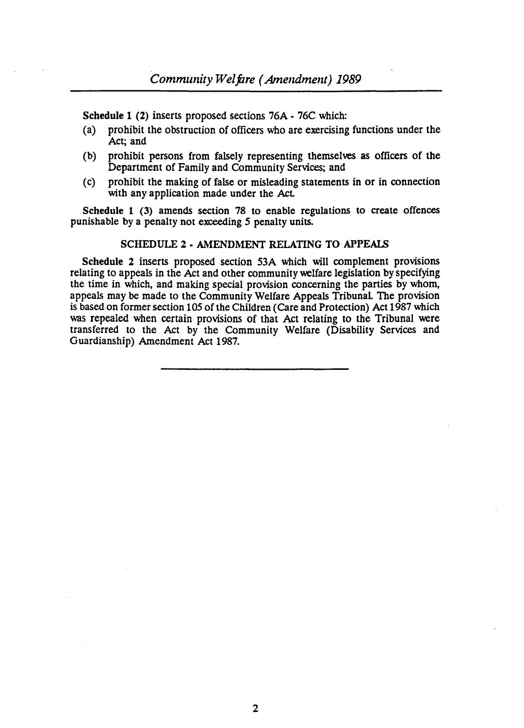**Schedule 1 (2)** inserts proposed sections 76A - 76C which:

(a) prohibit the obstruction of officers who are exercising functions under the Act; and

(b) prohibit persons from falsely representing themselves as officers of the Department of Family and Community Services; and

(c) prohibit the making of false or misleading statements in or in connection with any application made under the Act.

**Schedule 1 (3)** amends section 78 to enable regulations to create offences punishable by a penalty not exceeding 5 penalty units.

## SCHEDULE 2 - AMENDMENT RELATING TO APPEALS

**Schedule 2** inserts proposed section 53A which will complement provisions relating to appeals in the Act and other community welfare legislation by specifying the time in which, and making special provision concerning the parties by whom, appeals may be made to the Community Welfare Appeals Tribunal. The provision is based on former section 105 of the Children (Care and Protection) Act 1987 which was repealed when certain provisions of that Act relating to the Tribunal were transferred to the Act by the Community Welfare (Disability Services and Guardianship) Amendment Act 1987.